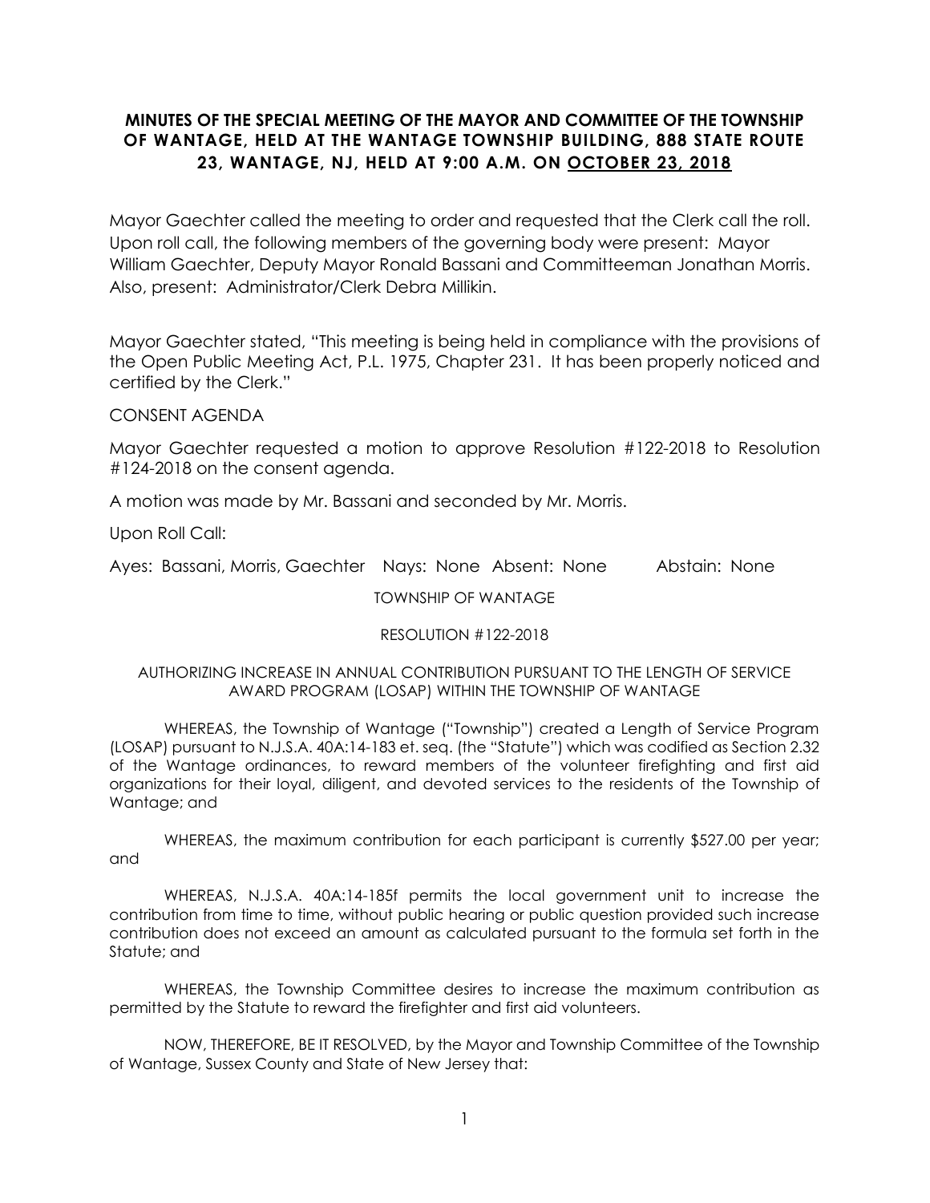**MINUTES OF THE SPECIAL MEETING OF THE MAYOR AND COMMITTEE OF THE TOWNSHIP OF WANTAGE, HELD AT THE WANTAGE TOWNSHIP BUILDING, 888 STATE ROUTE 23, WANTAGE, NJ, HELD AT 9:00 A.M. ON OCTOBER 23, 2018**

Mayor Gaechter called the meeting to order and requested that the Clerk call the roll. Upon roll call, the following members of the governing body were present: Mayor William Gaechter, Deputy Mayor Ronald Bassani and Committeeman Jonathan Morris. Also, present: Administrator/Clerk Debra Millikin.

Mayor Gaechter stated, "This meeting is being held in compliance with the provisions of the Open Public Meeting Act, P.L. 1975, Chapter 231. It has been properly noticed and certified by the Clerk."

CONSENT AGENDA

Mayor Gaechter requested a motion to approve Resolution #122-2018 to Resolution #124-2018 on the consent agenda.

A motion was made by Mr. Bassani and seconded by Mr. Morris.

Upon Roll Call:

Ayes: Bassani, Morris, Gaechter Nays: None Absent: None Abstain: None

TOWNSHIP OF WANTAGE

RESOLUTION #122-2018

AUTHORIZING INCREASE IN ANNUAL CONTRIBUTION PURSUANT TO THE LENGTH OF SERVICE AWARD PROGRAM (LOSAP) WITHIN THE TOWNSHIP OF WANTAGE

WHEREAS, the Township of Wantage ("Township") created a Length of Service Program (LOSAP) pursuant to N.J.S.A. 40A:14-183 et. seq. (the "Statute") which was codified as Section 2.32 of the Wantage ordinances, to reward members of the volunteer firefighting and first aid organizations for their loyal, diligent, and devoted services to the residents of the Township of Wantage; and

WHEREAS, the maximum contribution for each participant is currently $527.00 per year; and

WHEREAS, N.J.S.A. 40A:14-185f permits the local government unit to increase the contribution from time to time, without public hearing or public question provided such increase contribution does not exceed an amount as calculated pursuant to the formula set forth in the Statute; and

WHEREAS, the Township Committee desires to increase the maximum contribution as permitted by the Statute to reward the firefighter and first aid volunteers.

NOW, THEREFORE, BE IT RESOLVED, by the Mayor and Township Committee of the Township of Wantage, Sussex County and State of New Jersey that: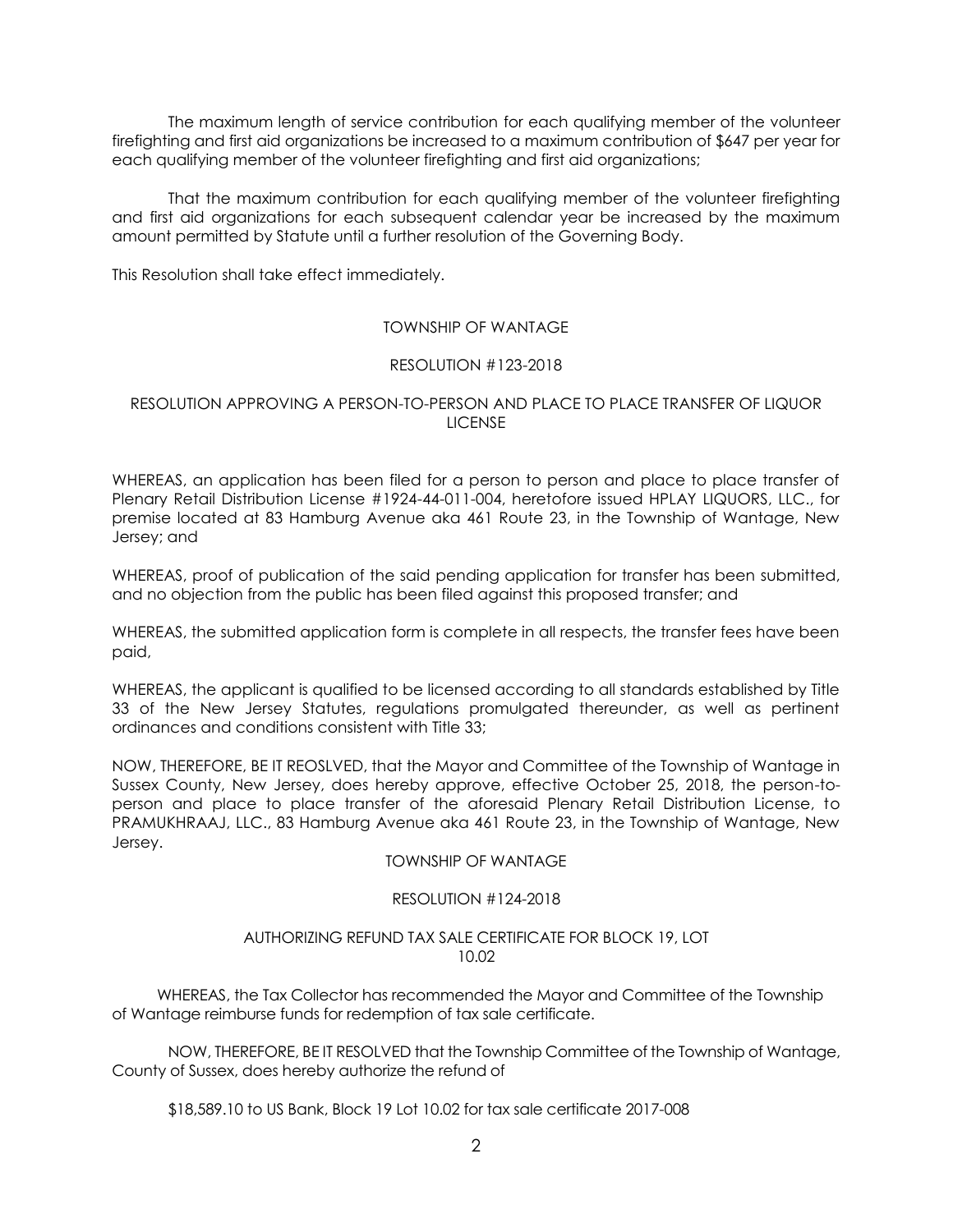The maximum length of service contribution for each qualifying member of the volunteer firefighting and first aid organizations be increased to a maximum contribution of $647 per year for each qualifying member of the volunteer firefighting and first aid organizations;

That the maximum contribution for each qualifying member of the volunteer firefighting and first aid organizations for each subsequent calendar year be increased by the maximum amount permitted by Statute until a further resolution of the Governing Body.

This Resolution shall take effect immediately.

TOWNSHIP OF WANTAGE

RESOLUTION #123-2018

RESOLUTION APPROVING A PERSON-TO-PERSON AND PLACE TO PLACE TRANSFER OF LIQUOR LICENSE

WHEREAS, an application has been filed for a person to person and place to place transfer of Plenary Retail Distribution License #1924-44-011-004, heretofore issued HPLAY LIQUORS, LLC., for premise located at 83 Hamburg Avenue aka 461 Route 23, in the Township of Wantage, New Jersey; and

WHEREAS, proof of publication of the said pending application for transfer has been submitted, and no objection from the public has been filed against this proposed transfer; and

WHEREAS, the submitted application form is complete in all respects, the transfer fees have been paid,

WHEREAS, the applicant is qualified to be licensed according to all standards established by Title 33 of the New Jersey Statutes, regulations promulgated thereunder, as well as pertinent ordinances and conditions consistent with Title 33;

NOW, THEREFORE, BE IT REOSLVED, that the Mayor and Committee of the Township of Wantage in Sussex County, New Jersey, does hereby approve, effective October 25, 2018, the person-to-person and place to place transfer of the aforesaid Plenary Retail Distribution License, to PRAMUKHRAAJ, LLC., 83 Hamburg Avenue aka 461 Route 23, in the Township of Wantage, New Jersey.

TOWNSHIP OF WANTAGE

RESOLUTION #124-2018

AUTHORIZING REFUND TAX SALE CERTIFICATE FOR BLOCK 19, LOT 10.02

WHEREAS, the Tax Collector has recommended the Mayor and Committee of the Township of Wantage reimburse funds for redemption of tax sale certificate.

NOW, THEREFORE, BE IT RESOLVED that the Township Committee of the Township of Wantage, County of Sussex, does hereby authorize the refund of

$18,589.10 to US Bank, Block 19 Lot 10.02 for tax sale certificate 2017-008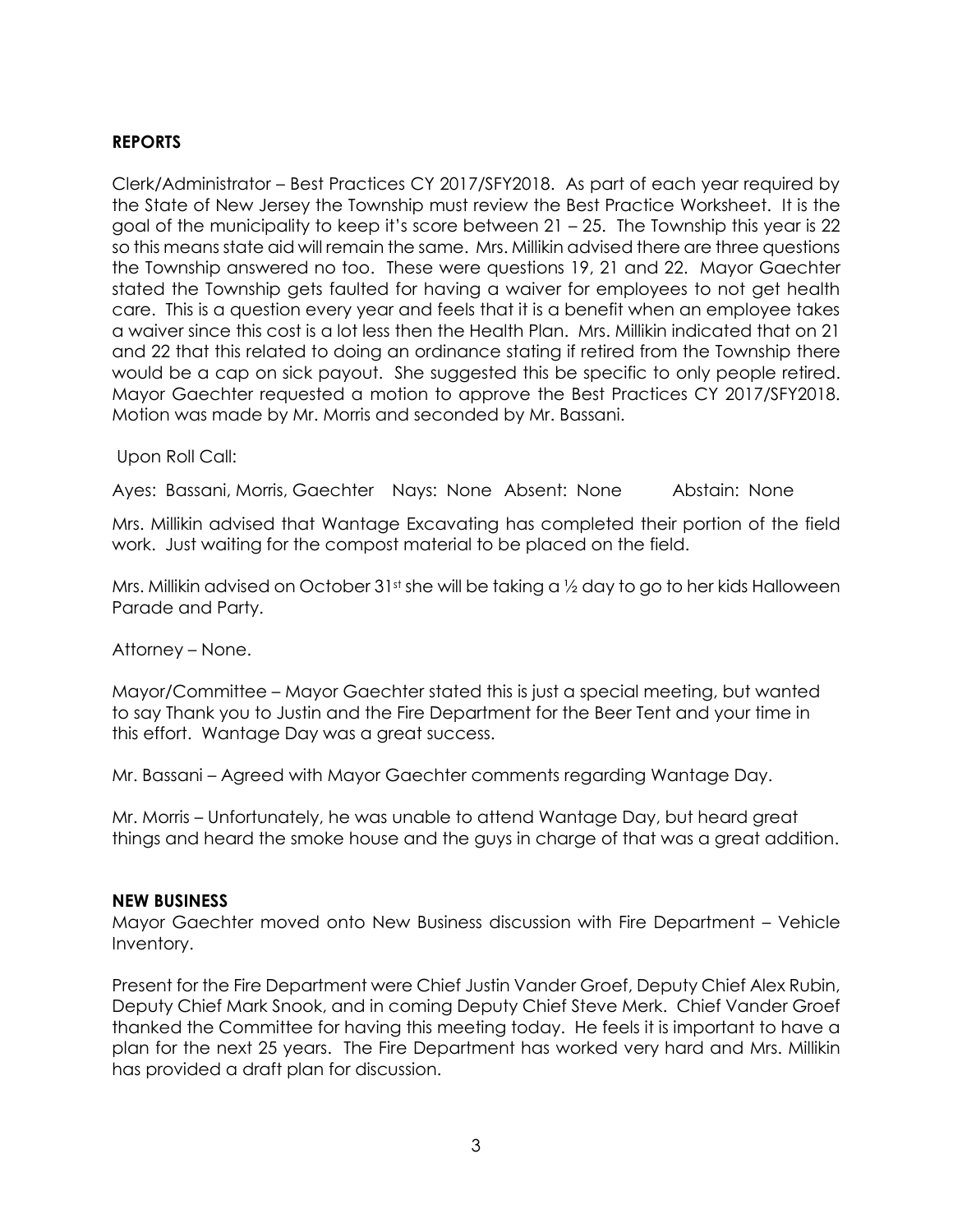## REPORTS

Clerk/Administrator – Best Practices CY 2017/SFY2018. As part of each year required by the State of New Jersey the Township must review the Best Practice Worksheet. It is the goal of the municipality to keep it's score between 21 – 25. The Township this year is 22 so this means state aid will remain the same. Mrs. Millikin advised there are three questions the Township answered no too. These were questions 19, 21 and 22. Mayor Gaechter stated the Township gets faulted for having a waiver for employees to not get health care. This is a question every year and feels that it is a benefit when an employee takes a waiver since this cost is a lot less then the Health Plan. Mrs. Millikin indicated that on 21 and 22 that this related to doing an ordinance stating if retired from the Township there would be a cap on sick payout. She suggested this be specific to only people retired. Mayor Gaechter requested a motion to approve the Best Practices CY 2017/SFY2018. Motion was made by Mr. Morris and seconded by Mr. Bassani.

Upon Roll Call:

Ayes: Bassani, Morris, Gaechter  Nays: None  Absent: None  Abstain: None

Mrs. Millikin advised that Wantage Excavating has completed their portion of the field work. Just waiting for the compost material to be placed on the field.

Mrs. Millikin advised on October 31st she will be taking a ½ day to go to her kids Halloween Parade and Party.

Attorney – None.

Mayor/Committee – Mayor Gaechter stated this is just a special meeting, but wanted to say Thank you to Justin and the Fire Department for the Beer Tent and your time in this effort. Wantage Day was a great success.

Mr. Bassani – Agreed with Mayor Gaechter comments regarding Wantage Day.

Mr. Morris – Unfortunately, he was unable to attend Wantage Day, but heard great things and heard the smoke house and the guys in charge of that was a great addition.

## NEW BUSINESS

Mayor Gaechter moved onto New Business discussion with Fire Department – Vehicle Inventory.

Present for the Fire Department were Chief Justin Vander Groef, Deputy Chief Alex Rubin, Deputy Chief Mark Snook, and in coming Deputy Chief Steve Merk. Chief Vander Groef thanked the Committee for having this meeting today. He feels it is important to have a plan for the next 25 years. The Fire Department has worked very hard and Mrs. Millikin has provided a draft plan for discussion.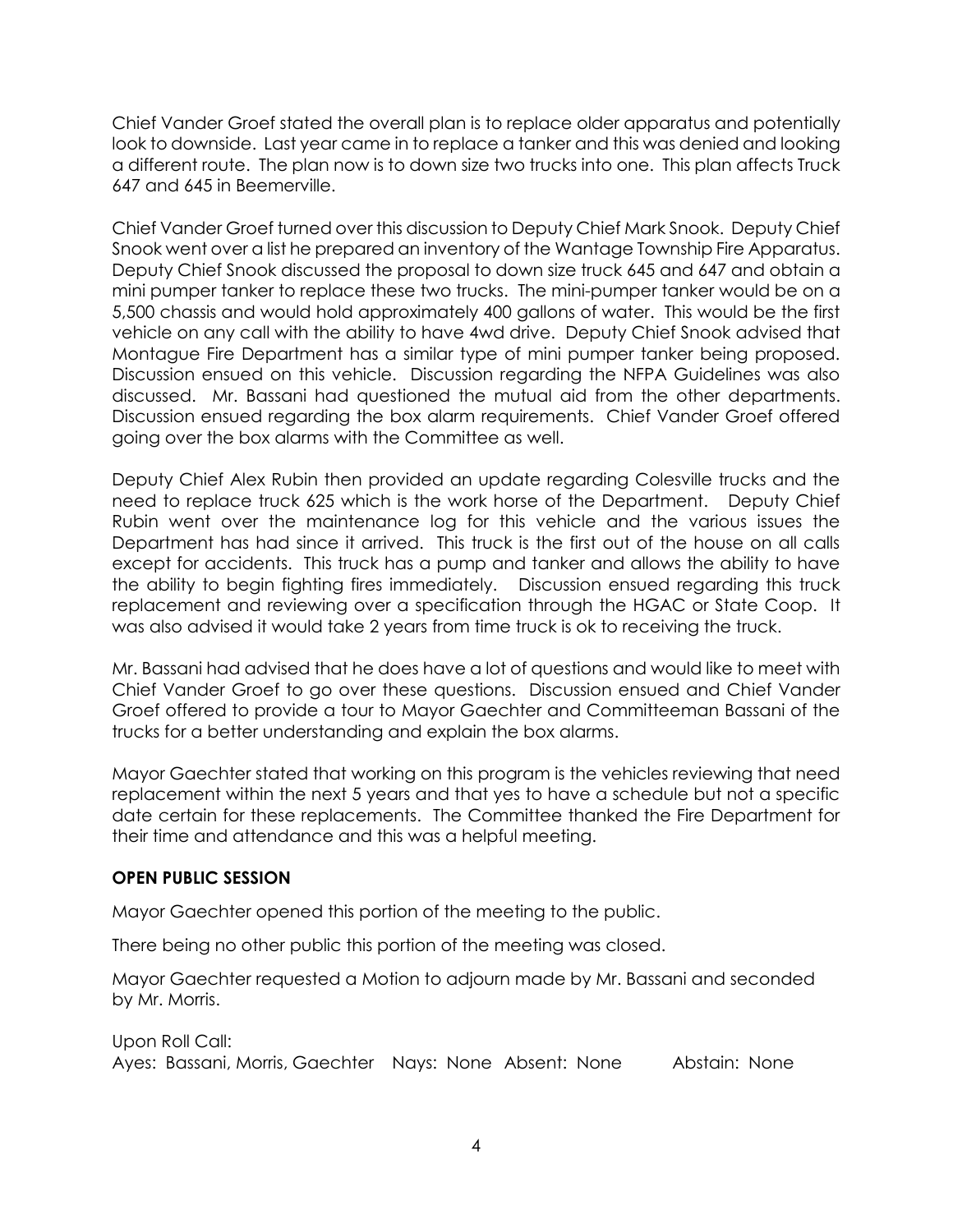Chief Vander Groef stated the overall plan is to replace older apparatus and potentially look to downside. Last year came in to replace a tanker and this was denied and looking a different route. The plan now is to down size two trucks into one. This plan affects Truck 647 and 645 in Beemerville.

Chief Vander Groef turned over this discussion to Deputy Chief Mark Snook. Deputy Chief Snook went over a list he prepared an inventory of the Wantage Township Fire Apparatus. Deputy Chief Snook discussed the proposal to down size truck 645 and 647 and obtain a mini pumper tanker to replace these two trucks. The mini-pumper tanker would be on a 5,500 chassis and would hold approximately 400 gallons of water. This would be the first vehicle on any call with the ability to have 4wd drive. Deputy Chief Snook advised that Montague Fire Department has a similar type of mini pumper tanker being proposed. Discussion ensued on this vehicle. Discussion regarding the NFPA Guidelines was also discussed. Mr. Bassani had questioned the mutual aid from the other departments. Discussion ensued regarding the box alarm requirements. Chief Vander Groef offered going over the box alarms with the Committee as well.

Deputy Chief Alex Rubin then provided an update regarding Colesville trucks and the need to replace truck 625 which is the work horse of the Department. Deputy Chief Rubin went over the maintenance log for this vehicle and the various issues the Department has had since it arrived. This truck is the first out of the house on all calls except for accidents. This truck has a pump and tanker and allows the ability to have the ability to begin fighting fires immediately. Discussion ensued regarding this truck replacement and reviewing over a specification through the HGAC or State Coop. It was also advised it would take 2 years from time truck is ok to receiving the truck.

Mr. Bassani had advised that he does have a lot of questions and would like to meet with Chief Vander Groef to go over these questions. Discussion ensued and Chief Vander Groef offered to provide a tour to Mayor Gaechter and Committeeman Bassani of the trucks for a better understanding and explain the box alarms.

Mayor Gaechter stated that working on this program is the vehicles reviewing that need replacement within the next 5 years and that yes to have a schedule but not a specific date certain for these replacements. The Committee thanked the Fire Department for their time and attendance and this was a helpful meeting.

**OPEN PUBLIC SESSION**

Mayor Gaechter opened this portion of the meeting to the public.

There being no other public this portion of the meeting was closed.

Mayor Gaechter requested a Motion to adjourn made by Mr. Bassani and seconded by Mr. Morris.

Upon Roll Call:
Ayes: Bassani, Morris, Gaechter Nays: None Absent: None Abstain: None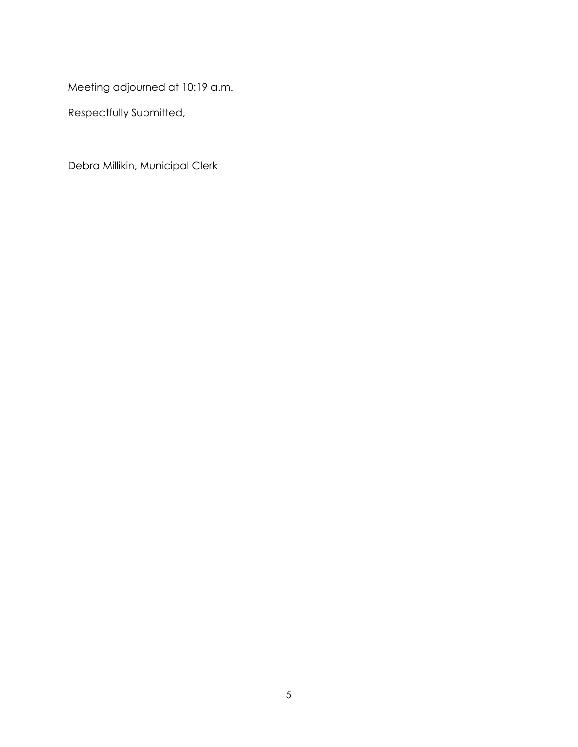Meeting adjourned at 10:19 a.m.

Respectfully Submitted,

Debra Millikin, Municipal Clerk